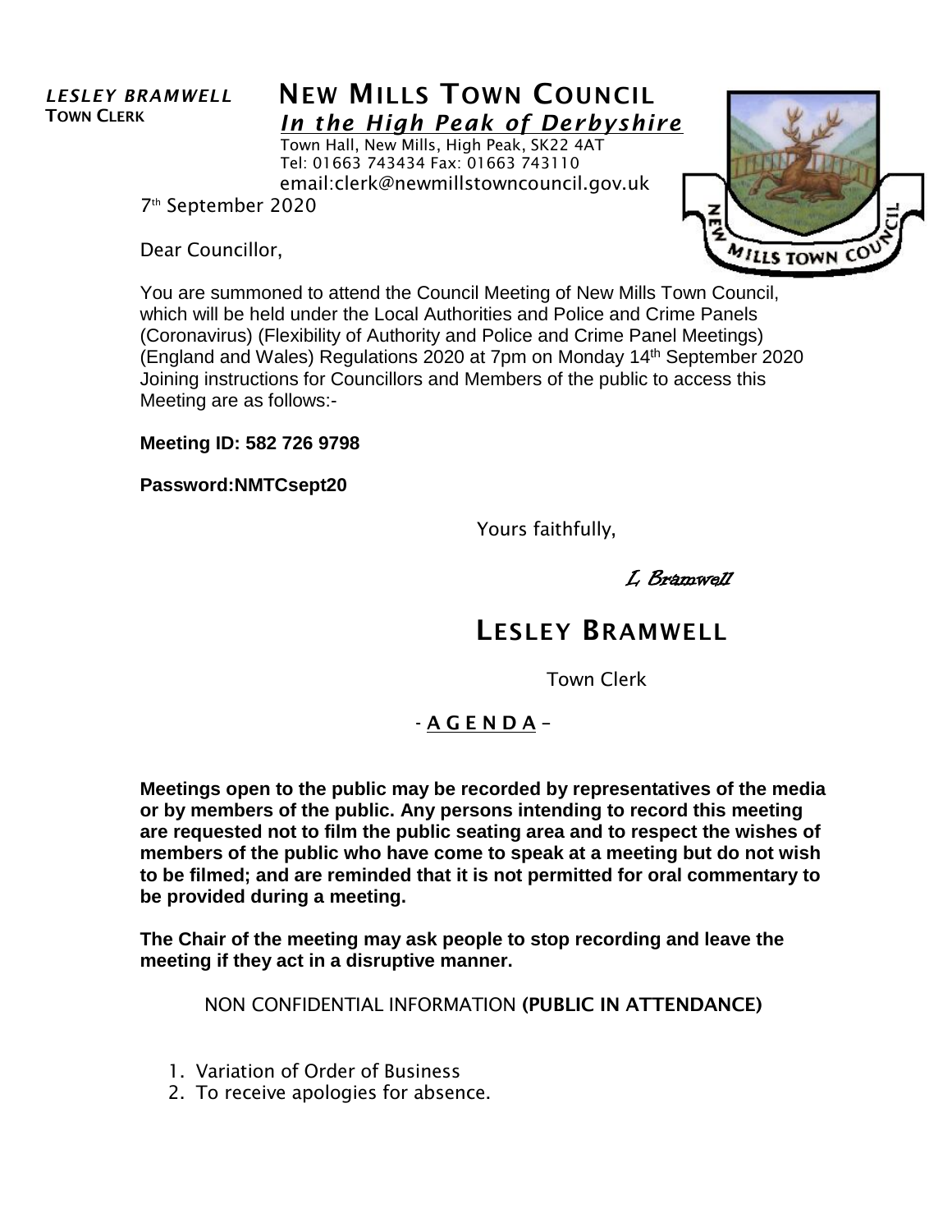*LESLEY BRAMWELL*
**TOWN CLERK**

# NEW MILLS TOWN COUNCIL

***In the High Peak of Derbyshire***

Town Hall, New Mills, High Peak, SK22 4AT
Tel: 01663 743434 Fax: 01663 743110
email:clerk@newmillstowncouncil.gov.uk

7th September 2020

Dear Councillor,

You are summoned to attend the Council Meeting of New Mills Town Council, which will be held under the Local Authorities and Police and Crime Panels (Coronavirus) (Flexibility of Authority and Police and Crime Panel Meetings) (England and Wales) Regulations 2020 at 7pm on Monday 14th September 2020 Joining instructions for Councillors and Members of the public to access this Meeting are as follows:-

**Meeting ID: 582 726 9798**

**Password:NMTCsept20**

Yours faithfully,

*L Bramwell*

**LESLEY BRAMWELL**

Town Clerk

## - A G E N D A –

**Meetings open to the public may be recorded by representatives of the media or by members of the public. Any persons intending to record this meeting are requested not to film the public seating area and to respect the wishes of members of the public who have come to speak at a meeting but do not wish to be filmed; and are reminded that it is not permitted for oral commentary to be provided during a meeting.**

**The Chair of the meeting may ask people to stop recording and leave the meeting if they act in a disruptive manner.**

NON CONFIDENTIAL INFORMATION **(PUBLIC IN ATTENDANCE)**

1. Variation of Order of Business
2. To receive apologies for absence.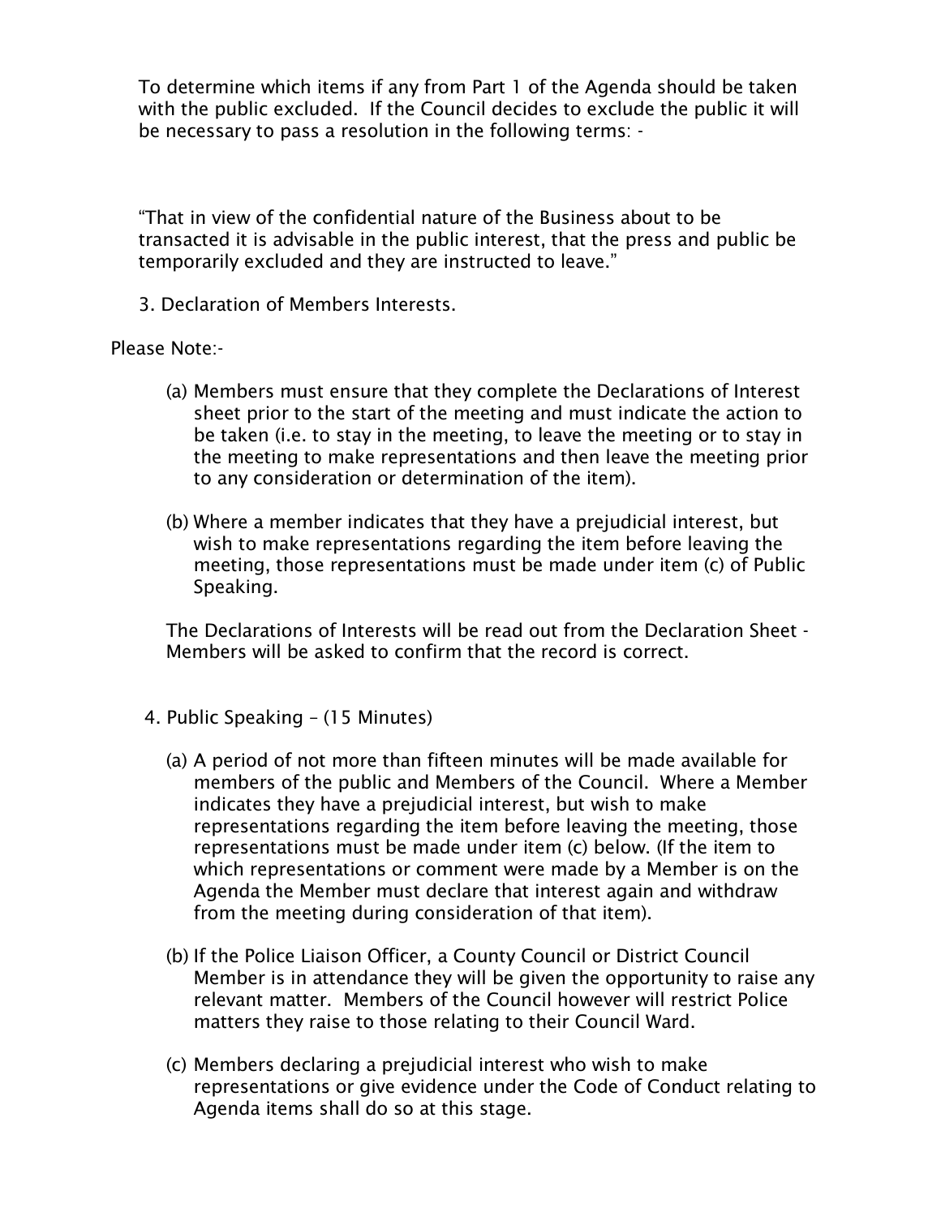To determine which items if any from Part 1 of the Agenda should be taken with the public excluded. If the Council decides to exclude the public it will be necessary to pass a resolution in the following terms: -

"That in view of the confidential nature of the Business about to be transacted it is advisable in the public interest, that the press and public be temporarily excluded and they are instructed to leave."

3. Declaration of Members Interests.

Please Note:-

(a) Members must ensure that they complete the Declarations of Interest sheet prior to the start of the meeting and must indicate the action to be taken (i.e. to stay in the meeting, to leave the meeting or to stay in the meeting to make representations and then leave the meeting prior to any consideration or determination of the item).

(b) Where a member indicates that they have a prejudicial interest, but wish to make representations regarding the item before leaving the meeting, those representations must be made under item (c) of Public Speaking.

The Declarations of Interests will be read out from the Declaration Sheet - Members will be asked to confirm that the record is correct.

4. Public Speaking – (15 Minutes)

(a) A period of not more than fifteen minutes will be made available for members of the public and Members of the Council. Where a Member indicates they have a prejudicial interest, but wish to make representations regarding the item before leaving the meeting, those representations must be made under item (c) below. (If the item to which representations or comment were made by a Member is on the Agenda the Member must declare that interest again and withdraw from the meeting during consideration of that item).

(b) If the Police Liaison Officer, a County Council or District Council Member is in attendance they will be given the opportunity to raise any relevant matter. Members of the Council however will restrict Police matters they raise to those relating to their Council Ward.

(c) Members declaring a prejudicial interest who wish to make representations or give evidence under the Code of Conduct relating to Agenda items shall do so at this stage.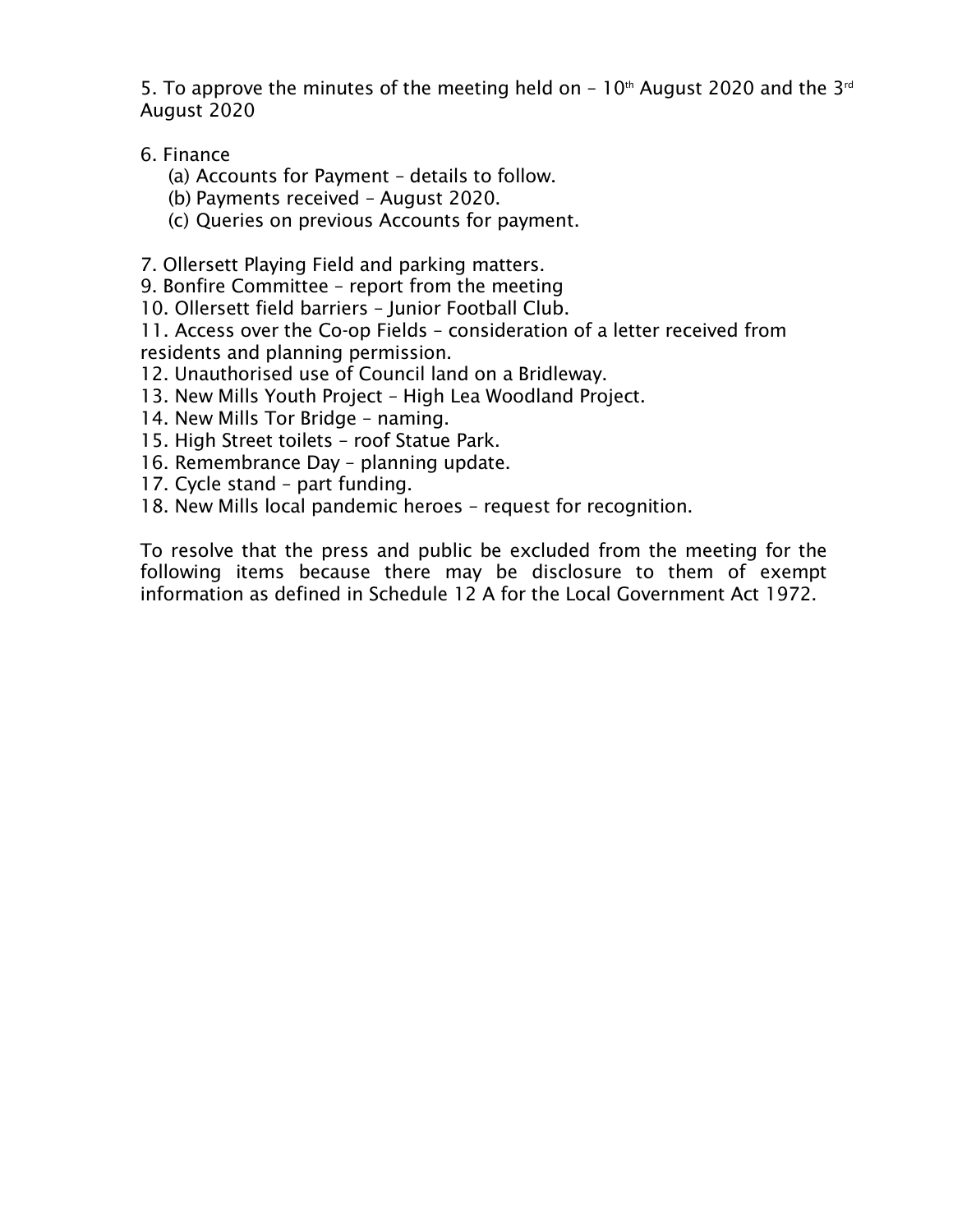5. To approve the minutes of the meeting held on – 10th August 2020 and the 3rd August 2020

6. Finance

   (a) Accounts for Payment – details to follow.
   (b) Payments received – August 2020.
   (c) Queries on previous Accounts for payment.

7. Ollersett Playing Field and parking matters.
9. Bonfire Committee – report from the meeting
10. Ollersett field barriers – Junior Football Club.
11. Access over the Co-op Fields – consideration of a letter received from residents and planning permission.
12. Unauthorised use of Council land on a Bridleway.
13. New Mills Youth Project – High Lea Woodland Project.
14. New Mills Tor Bridge – naming.
15. High Street toilets – roof Statue Park.
16. Remembrance Day – planning update.
17. Cycle stand – part funding.
18. New Mills local pandemic heroes – request for recognition.

To resolve that the press and public be excluded from the meeting for the following items because there may be disclosure to them of exempt information as defined in Schedule 12 A for the Local Government Act 1972.